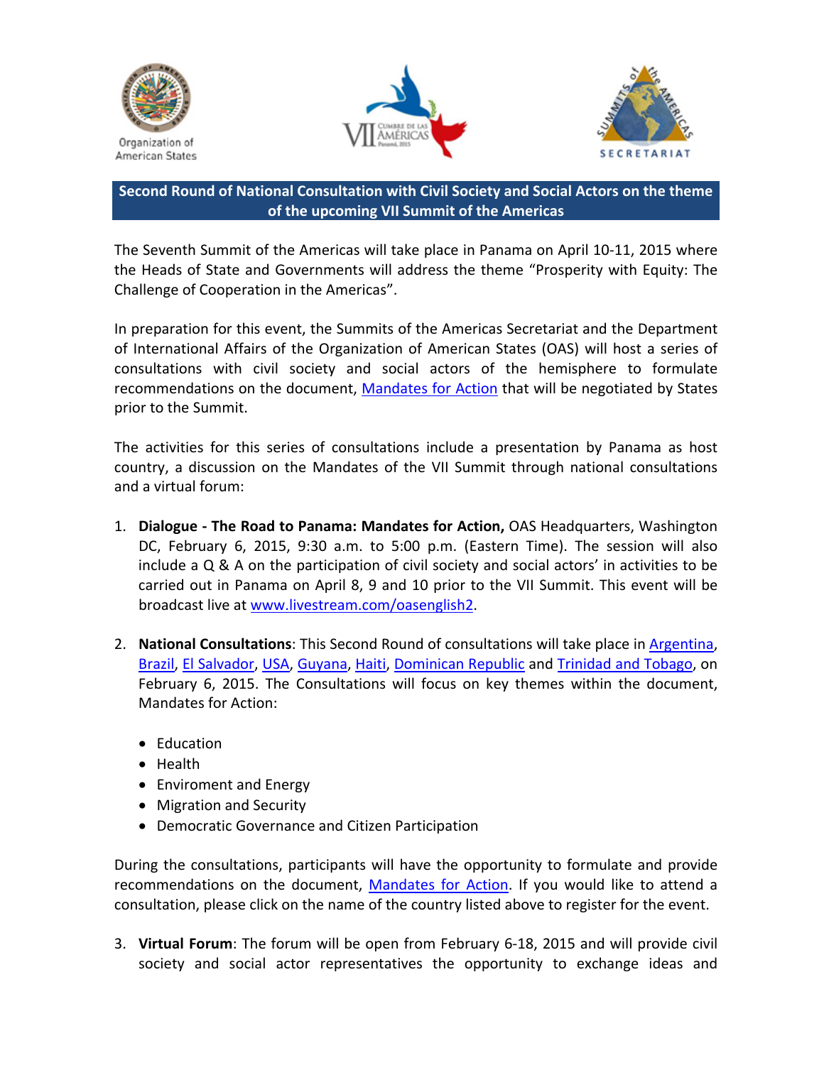Organization of American States

SECRETARIAT

## Second Round of National Consultation with Civil Society and Social Actors on the theme of the upcoming VII Summit of the Americas

The Seventh Summit of the Americas will take place in Panama on April 10-11, 2015 where the Heads of State and Governments will address the theme "Prosperity with Equity: The Challenge of Cooperation in the Americas".

In preparation for this event, the Summits of the Americas Secretariat and the Department of International Affairs of the Organization of American States (OAS) will host a series of consultations with civil society and social actors of the hemisphere to formulate recommendations on the document, Mandates for Action that will be negotiated by States prior to the Summit.

The activities for this series of consultations include a presentation by Panama as host country, a discussion on the Mandates of the VII Summit through national consultations and a virtual forum:

1. **Dialogue - The Road to Panama: Mandates for Action,** OAS Headquarters, Washington DC, February 6, 2015, 9:30 a.m. to 5:00 p.m. (Eastern Time). The session will also include a Q & A on the participation of civil society and social actors' in activities to be carried out in Panama on April 8, 9 and 10 prior to the VII Summit. This event will be broadcast live at www.livestream.com/oasenglish2.

2. **National Consultations**: This Second Round of consultations will take place in Argentina, Brazil, El Salvador, USA, Guyana, Haiti, Dominican Republic and Trinidad and Tobago, on February 6, 2015. The Consultations will focus on key themes within the document, Mandates for Action:

   - Education
   - Health
   - Enviroment and Energy
   - Migration and Security
   - Democratic Governance and Citizen Participation

   During the consultations, participants will have the opportunity to formulate and provide recommendations on the document, Mandates for Action. If you would like to attend a consultation, please click on the name of the country listed above to register for the event.

3. **Virtual Forum**: The forum will be open from February 6-18, 2015 and will provide civil society and social actor representatives the opportunity to exchange ideas and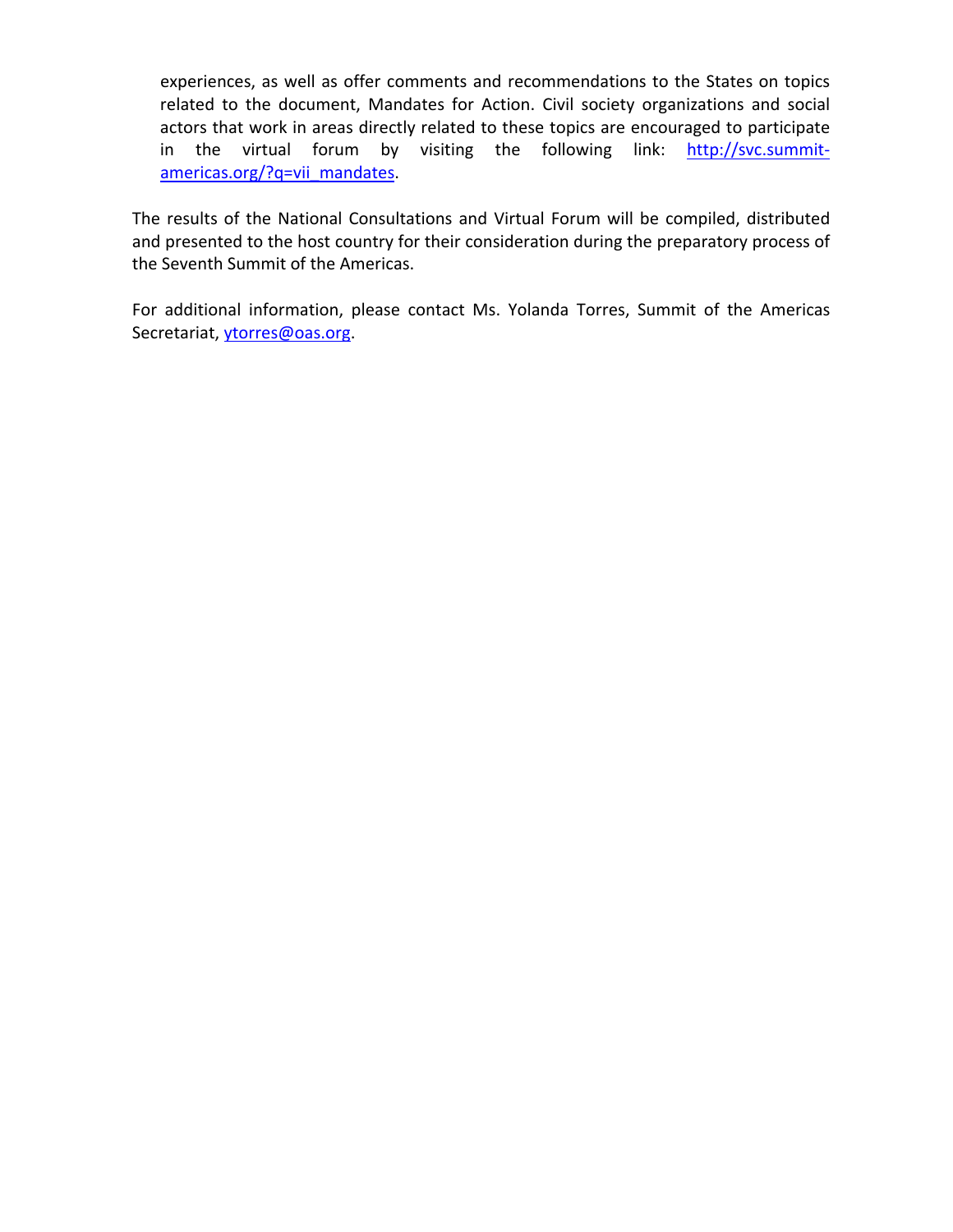experiences, as well as offer comments and recommendations to the States on topics related to the document, Mandates for Action. Civil society organizations and social actors that work in areas directly related to these topics are encouraged to participate in the virtual forum by visiting the following link: http://svc.summit-americas.org/?q=vii_mandates.

The results of the National Consultations and Virtual Forum will be compiled, distributed and presented to the host country for their consideration during the preparatory process of the Seventh Summit of the Americas.

For additional information, please contact Ms. Yolanda Torres, Summit of the Americas Secretariat, ytorres@oas.org.